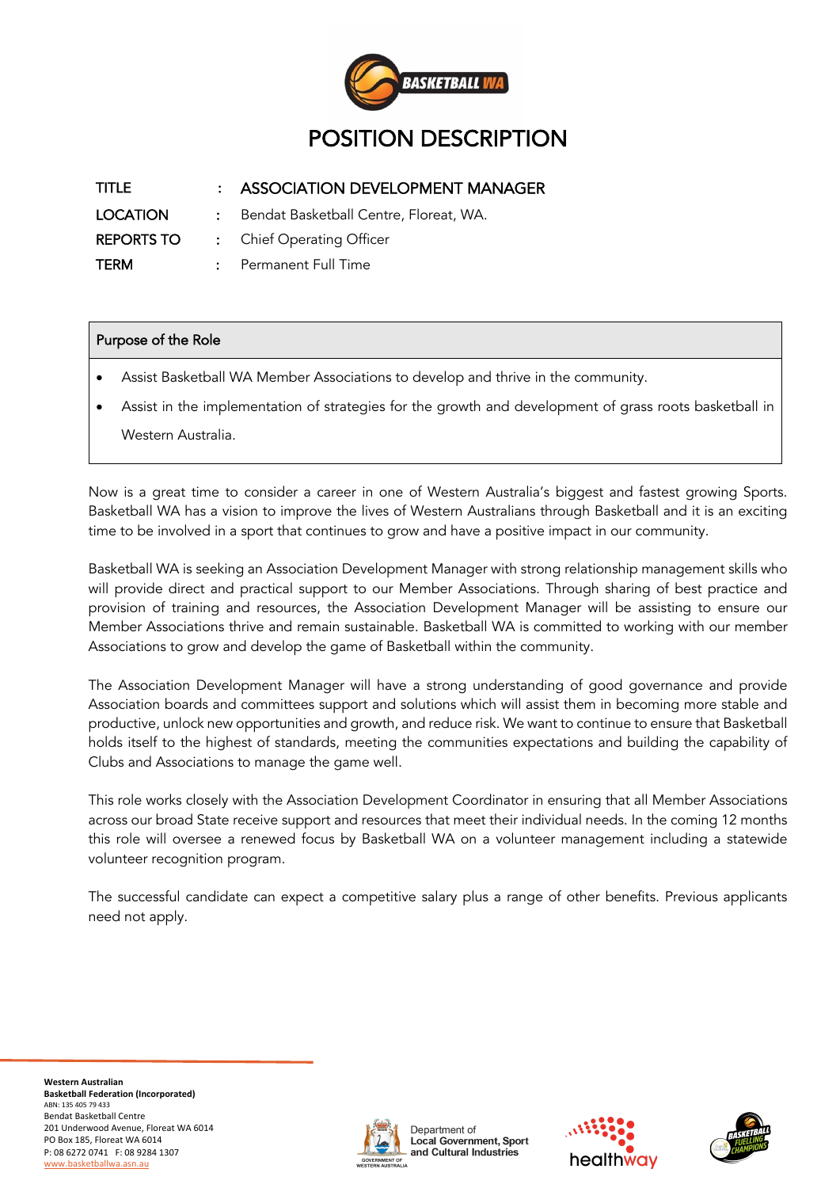# POSITION DESCRIPTION

| | | |
|---|---|---|
| TITLE | : | ASSOCIATION DEVELOPMENT MANAGER |
| LOCATION | : | Bendat Basketball Centre, Floreat, WA. |
| REPORTS TO | : | Chief Operating Officer |
| TERM | : | Permanent Full Time |

## Purpose of the Role

- Assist Basketball WA Member Associations to develop and thrive in the community.
- Assist in the implementation of strategies for the growth and development of grass roots basketball in Western Australia.

Now is a great time to consider a career in one of Western Australia's biggest and fastest growing Sports. Basketball WA has a vision to improve the lives of Western Australians through Basketball and it is an exciting time to be involved in a sport that continues to grow and have a positive impact in our community.

Basketball WA is seeking an Association Development Manager with strong relationship management skills who will provide direct and practical support to our Member Associations. Through sharing of best practice and provision of training and resources, the Association Development Manager will be assisting to ensure our Member Associations thrive and remain sustainable. Basketball WA is committed to working with our member Associations to grow and develop the game of Basketball within the community.

The Association Development Manager will have a strong understanding of good governance and provide Association boards and committees support and solutions which will assist them in becoming more stable and productive, unlock new opportunities and growth, and reduce risk. We want to continue to ensure that Basketball holds itself to the highest of standards, meeting the communities expectations and building the capability of Clubs and Associations to manage the game well.

This role works closely with the Association Development Coordinator in ensuring that all Member Associations across our broad State receive support and resources that meet their individual needs. In the coming 12 months this role will oversee a renewed focus by Basketball WA on a volunteer management including a statewide volunteer recognition program.

The successful candidate can expect a competitive salary plus a range of other benefits. Previous applicants need not apply.

**Western Australian Basketball Federation (Incorporated)**
ABN: 135 405 79 433
Bendat Basketball Centre
201 Underwood Avenue, Floreat WA 6014
PO Box 185, Floreat WA 6014
P: 08 6272 0741 F: 08 9284 1307
www.basketballwa.asn.au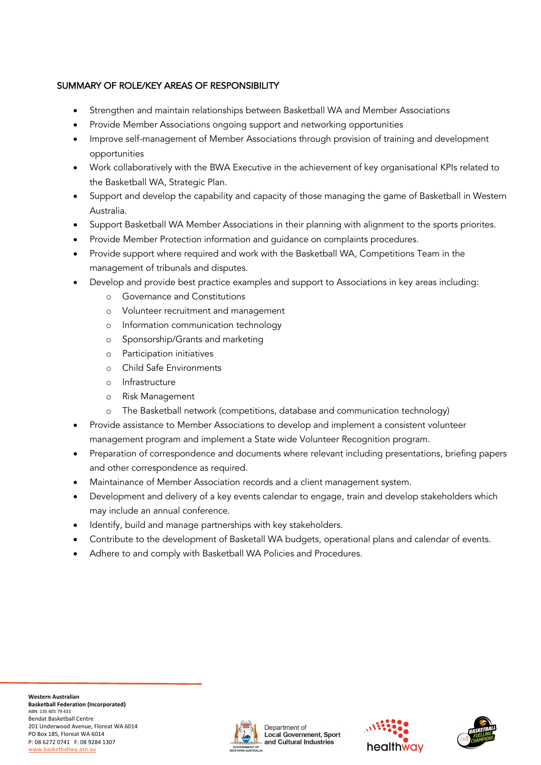### SUMMARY OF ROLE/KEY AREAS OF RESPONSIBILITY

- Strengthen and maintain relationships between Basketball WA and Member Associations
- Provide Member Associations ongoing support and networking opportunities
- Improve self-management of Member Associations through provision of training and development opportunities
- Work collaboratively with the BWA Executive in the achievement of key organisational KPIs related to the Basketball WA, Strategic Plan.
- Support and develop the capability and capacity of those managing the game of Basketball in Western Australia.
- Support Basketball WA Member Associations in their planning with alignment to the sports priorites.
- Provide Member Protection information and guidance on complaints procedures.
- Provide support where required and work with the Basketball WA, Competitions Team in the management of tribunals and disputes.
- Develop and provide best practice examples and support to Associations in key areas including:
  - Governance and Constitutions
  - Volunteer recruitment and management
  - Information communication technology
  - Sponsorship/Grants and marketing
  - Participation initiatives
  - Child Safe Environments
  - Infrastructure
  - Risk Management
  - The Basketball network (competitions, database and communication technology)
- Provide assistance to Member Associations to develop and implement a consistent volunteer management program and implement a State wide Volunteer Recognition program.
- Preparation of correspondence and documents where relevant including presentations, briefing papers and other correspondence as required.
- Maintainance of Member Association records and a client management system.
- Development and delivery of a key events calendar to engage, train and develop stakeholders which may include an annual conference.
- Identify, build and manage partnerships with key stakeholders.
- Contribute to the development of Basketall WA budgets, operational plans and calendar of events.
- Adhere to and comply with Basketball WA Policies and Procedures.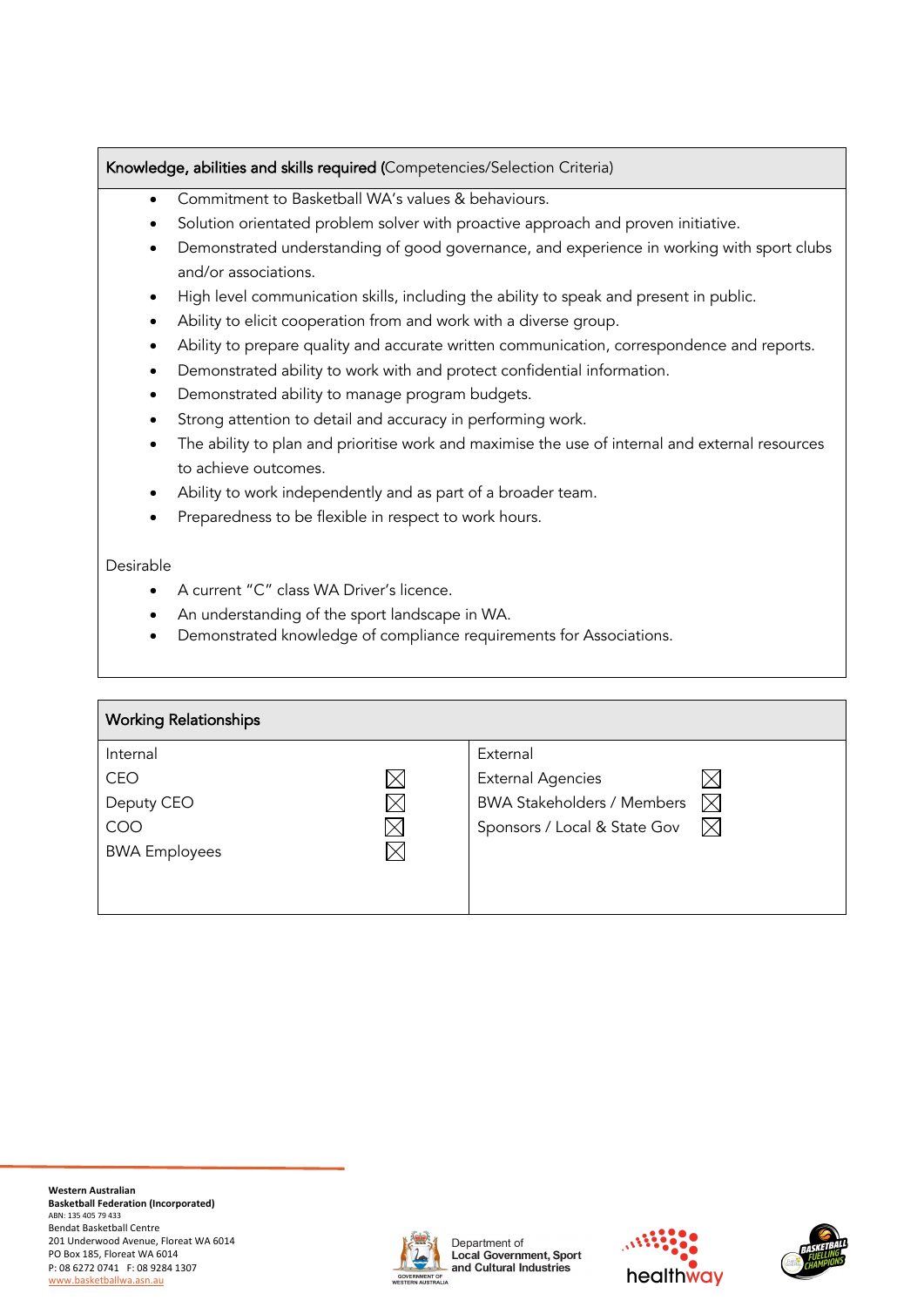## Knowledge, abilities and skills required (Competencies/Selection Criteria)

- Commitment to Basketball WA's values & behaviours.
- Solution orientated problem solver with proactive approach and proven initiative.
- Demonstrated understanding of good governance, and experience in working with sport clubs and/or associations.
- High level communication skills, including the ability to speak and present in public.
- Ability to elicit cooperation from and work with a diverse group.
- Ability to prepare quality and accurate written communication, correspondence and reports.
- Demonstrated ability to work with and protect confidential information.
- Demonstrated ability to manage program budgets.
- Strong attention to detail and accuracy in performing work.
- The ability to plan and prioritise work and maximise the use of internal and external resources to achieve outcomes.
- Ability to work independently and as part of a broader team.
- Preparedness to be flexible in respect to work hours.

Desirable

- A current "C" class WA Driver's licence.
- An understanding of the sport landscape in WA.
- Demonstrated knowledge of compliance requirements for Associations.

## Working Relationships

| Internal | | External | |
|---|---|---|---|
| CEO | ☒ | External Agencies | ☒ |
| Deputy CEO | ☒ | BWA Stakeholders / Members | ☒ |
| COO | ☒ | Sponsors / Local & State Gov | ☒ |
| BWA Employees | ☒ | | |

**Western Australian Basketball Federation (Incorporated)**
ABN: 135 405 79 433
Bendat Basketball Centre
201 Underwood Avenue, Floreat WA 6014
PO Box 185, Floreat WA 6014
P: 08 6272 0741 F: 08 9284 1307
www.basketballwa.asn.au

Department of Local Government, Sport and Cultural Industries

healthway